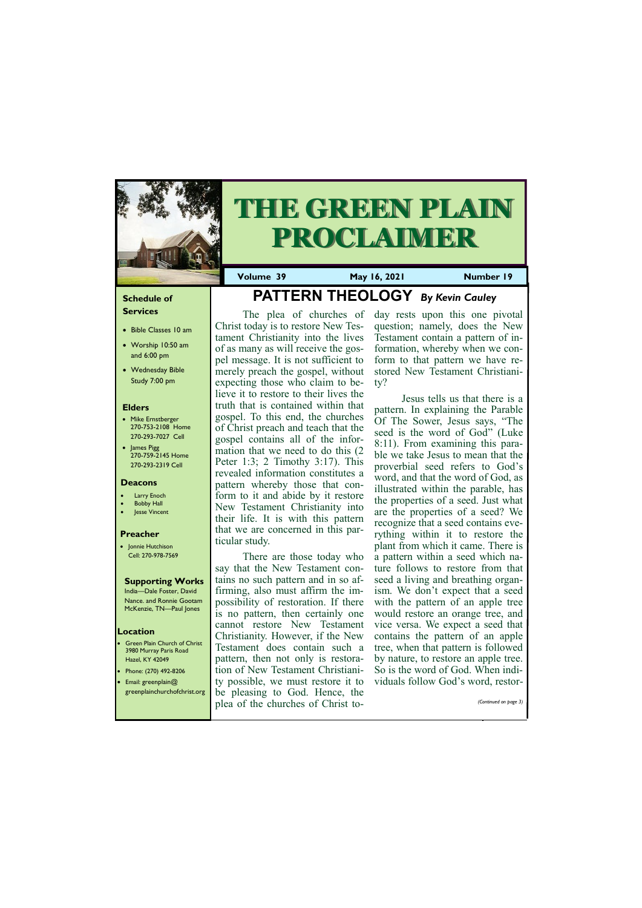# THE GREEN PLAIN PROCLAIMER

**Volume 39** | **May 16, 2021** | **Number 19**

### Schedule of Services

- Bible Classes 10 am
- Worship 10:50 am and 6:00 pm
- Wednesday Bible Study 7:00 pm

### Elders

- Mike Ernstberger 270-753-2108 Home 270-293-7027 Cell
- James Pigg 270-759-2145 Home 270-293-2319 Cell

### Deacons

- Larry Enoch
- Bobby Hall
- Jesse Vincent

### Preacher

- Jonnie Hutchison Cell: 270-978-7569

### Supporting Works

India—Dale Foster, David Nance. and Ronnie Gootam McKenzie, TN—Paul Jones

### Location

- Green Plain Church of Christ 3980 Murray Paris Road Hazel, KY 42049
- Phone: (270) 492-8206
- Email: greenplain@greenplainchurchofchrist.org

## PATTERN THEOLOGY *By Kevin Cauley*

The plea of churches of Christ today is to restore New Testament Christianity into the lives of as many as will receive the gospel message. It is not sufficient to merely preach the gospel, without expecting those who claim to believe it to restore to their lives the truth that is contained within that gospel. To this end, the churches of Christ preach and teach that the gospel contains all of the information that we need to do this (2 Peter 1:3; 2 Timothy 3:17). This revealed information constitutes a pattern whereby those that conform to it and abide by it restore New Testament Christianity into their life. It is with this pattern that we are concerned in this particular study.

There are those today who say that the New Testament contains no such pattern and in so affirming, also must affirm the impossibility of restoration. If there is no pattern, then certainly one cannot restore New Testament Christianity. However, if the New Testament does contain such a pattern, then not only is restoration of New Testament Christianity possible, we must restore it to be pleasing to God. Hence, the plea of the churches of Christ today rests upon this one pivotal question; namely, does the New Testament contain a pattern of information, whereby when we conform to that pattern we have restored New Testament Christianity?

Jesus tells us that there is a pattern. In explaining the Parable Of The Sower, Jesus says, "The seed is the word of God" (Luke 8:11). From examining this parable we take Jesus to mean that the proverbial seed refers to God's word, and that the word of God, as illustrated within the parable, has the properties of a seed. Just what are the properties of a seed? We recognize that a seed contains everything within it to restore the plant from which it came. There is a pattern within a seed which nature follows to restore from that seed a living and breathing organism. We don't expect that a seed with the pattern of an apple tree would restore an orange tree, and vice versa. We expect a seed that contains the pattern of an apple tree, when that pattern is followed by nature, to restore an apple tree. So is the word of God. When individuals follow God's word, restor-

*(Continued on page 3)*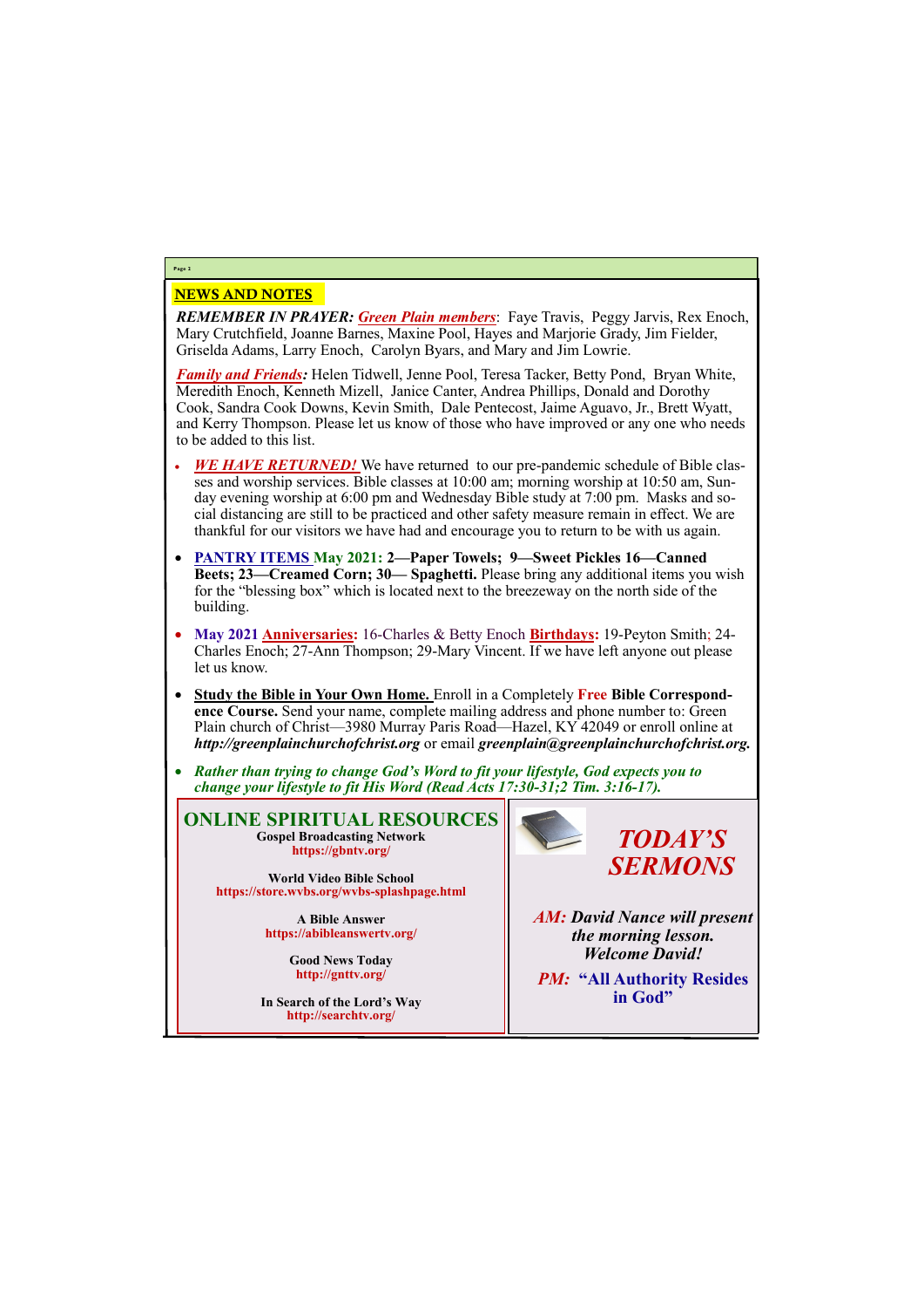## NEWS AND NOTES

***REMEMBER IN PRAYER:*** ***Green Plain members***: Faye Travis, Peggy Jarvis, Rex Enoch, Mary Crutchfield, Joanne Barnes, Maxine Pool, Hayes and Marjorie Grady, Jim Fielder, Griselda Adams, Larry Enoch, Carolyn Byars, and Mary and Jim Lowrie.

***Family and Friends:*** Helen Tidwell, Jenne Pool, Teresa Tacker, Betty Pond, Bryan White, Meredith Enoch, Kenneth Mizell, Janice Canter, Andrea Phillips, Donald and Dorothy Cook, Sandra Cook Downs, Kevin Smith, Dale Pentecost, Jaime Aguavo, Jr., Brett Wyatt, and Kerry Thompson. Please let us know of those who have improved or any one who needs to be added to this list.

- ***WE HAVE RETURNED!*** We have returned to our pre-pandemic schedule of Bible classes and worship services. Bible classes at 10:00 am; morning worship at 10:50 am, Sunday evening worship at 6:00 pm and Wednesday Bible study at 7:00 pm. Masks and social distancing are still to be practiced and other safety measure remain in effect. We are thankful for our visitors we have had and encourage you to return to be with us again.
- PANTRY ITEMS **May 2021: 2—Paper Towels; 9—Sweet Pickles 16—Canned Beets; 23—Creamed Corn; 30— Spaghetti.** Please bring any additional items you wish for the "blessing box" which is located next to the breezeway on the north side of the building.
- **May 2021 Anniversaries:** 16-Charles & Betty Enoch **Birthdays:** 19-Peyton Smith; 24-Charles Enoch; 27-Ann Thompson; 29-Mary Vincent. If we have left anyone out please let us know.
- **Study the Bible in Your Own Home.** Enroll in a Completely **Free Bible Correspondence Course.** Send your name, complete mailing address and phone number to: Green Plain church of Christ—3980 Murray Paris Road—Hazel, KY 42049 or enroll online at ***http://greenplainchurchofchrist.org*** or email ***greenplain@greenplainchurchofchrist.org.***
- ***Rather than trying to change God's Word to fit your lifestyle, God expects you to change your lifestyle to fit His Word (Read Acts 17:30-31;2 Tim. 3:16-17).***

## ONLINE SPIRITUAL RESOURCES

**Gospel Broadcasting Network**
**https://gbntv.org/**

**World Video Bible School**
**https://store.wvbs.org/wvbs-splashpage.html**

**A Bible Answer**
**https://abibleanswertv.org/**

**Good News Today**
**http://gnttv.org/**

**In Search of the Lord's Way**
**http://searchtv.org/**

## *TODAY'S SERMONS*

***AM:* *David Nance will present the morning lesson. Welcome David!***

***PM:* "All Authority Resides in God"**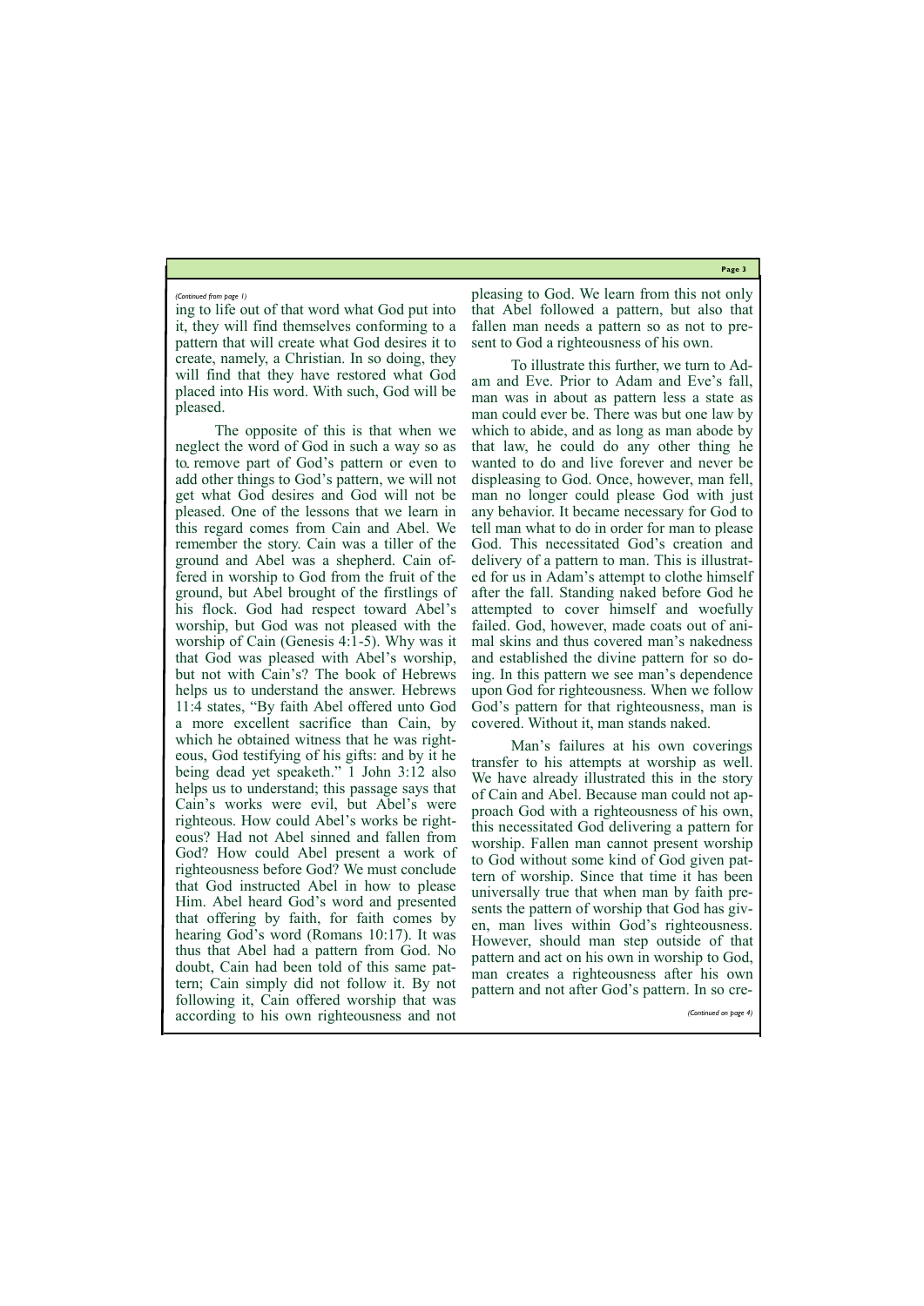*(Continued from page 1)*

ing to life out of that word what God put into it, they will find themselves conforming to a pattern that will create what God desires it to create, namely, a Christian. In so doing, they will find that they have restored what God placed into His word. With such, God will be pleased.

The opposite of this is that when we neglect the word of God in such a way so as to remove part of God's pattern or even to add other things to God's pattern, we will not get what God desires and God will not be pleased. One of the lessons that we learn in this regard comes from Cain and Abel. We remember the story. Cain was a tiller of the ground and Abel was a shepherd. Cain offered in worship to God from the fruit of the ground, but Abel brought of the firstlings of his flock. God had respect toward Abel's worship, but God was not pleased with the worship of Cain (Genesis 4:1-5). Why was it that God was pleased with Abel's worship, but not with Cain's? The book of Hebrews helps us to understand the answer. Hebrews 11:4 states, "By faith Abel offered unto God a more excellent sacrifice than Cain, by which he obtained witness that he was righteous, God testifying of his gifts: and by it he being dead yet speaketh." 1 John 3:12 also helps us to understand; this passage says that Cain's works were evil, but Abel's were righteous. How could Abel's works be righteous? Had not Abel sinned and fallen from God? How could Abel present a work of righteousness before God? We must conclude that God instructed Abel in how to please Him. Abel heard God's word and presented that offering by faith, for faith comes by hearing God's word (Romans 10:17). It was thus that Abel had a pattern from God. No doubt, Cain had been told of this same pattern; Cain simply did not follow it. By not following it, Cain offered worship that was according to his own righteousness and not pleasing to God. We learn from this not only that Abel followed a pattern, but also that fallen man needs a pattern so as not to present to God a righteousness of his own.

To illustrate this further, we turn to Adam and Eve. Prior to Adam and Eve's fall, man was in about as pattern less a state as man could ever be. There was but one law by which to abide, and as long as man abode by that law, he could do any other thing he wanted to do and live forever and never be displeasing to God. Once, however, man fell, man no longer could please God with just any behavior. It became necessary for God to tell man what to do in order for man to please God. This necessitated God's creation and delivery of a pattern to man. This is illustrated for us in Adam's attempt to clothe himself after the fall. Standing naked before God he attempted to cover himself and woefully failed. God, however, made coats out of animal skins and thus covered man's nakedness and established the divine pattern for so doing. In this pattern we see man's dependence upon God for righteousness. When we follow God's pattern for that righteousness, man is covered. Without it, man stands naked.

Man's failures at his own coverings transfer to his attempts at worship as well. We have already illustrated this in the story of Cain and Abel. Because man could not approach God with a righteousness of his own, this necessitated God delivering a pattern for worship. Fallen man cannot present worship to God without some kind of God given pattern of worship. Since that time it has been universally true that when man by faith presents the pattern of worship that God has given, man lives within God's righteousness. However, should man step outside of that pattern and act on his own in worship to God, man creates a righteousness after his own pattern and not after God's pattern. In so cre-

*(Continued on page 4)*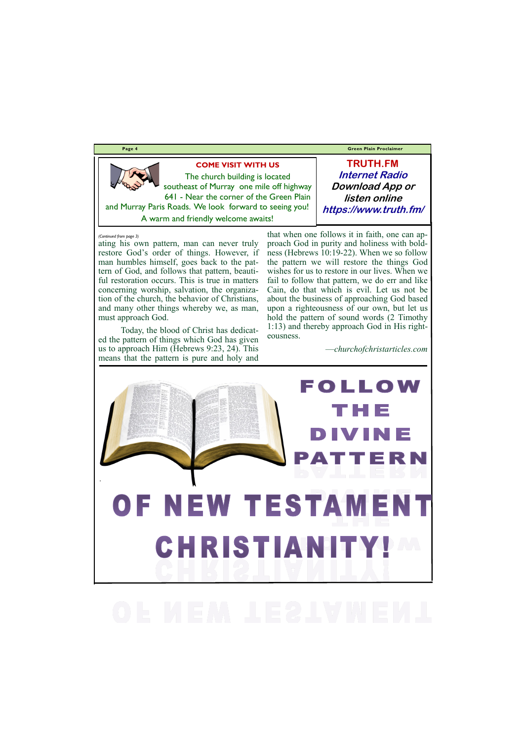**COME VISIT WITH US**

The church building is located southeast of Murray one mile off highway 641 - Near the corner of the Green Plain and Murray Paris Roads. We look forward to seeing you! A warm and friendly welcome awaits!

**TRUTH.FM**
*Internet Radio*
*Download App or listen online*
*https://www.truth.fm/*

*(Continued from page 3)*

ating his own pattern, man can never truly restore God's order of things. However, if man humbles himself, goes back to the pattern of God, and follows that pattern, beautiful restoration occurs. This is true in matters concerning worship, salvation, the organization of the church, the behavior of Christians, and many other things whereby we, as man, must approach God.

Today, the blood of Christ has dedicated the pattern of things which God has given us to approach Him (Hebrews 9:23, 24). This means that the pattern is pure and holy and that when one follows it in faith, one can approach God in purity and holiness with boldness (Hebrews 10:19-22). When we so follow the pattern we will restore the things God wishes for us to restore in our lives. When we fail to follow that pattern, we do err and like Cain, do that which is evil. Let us not be about the business of approaching God based upon a righteousness of our own, but let us hold the pattern of sound words (2 Timothy 1:13) and thereby approach God in His righteousness.

*—churchofchristarticles.com*

# FOLLOW THE DIVINE PATTERN OF NEW TESTAMENT CHRISTIANITY!